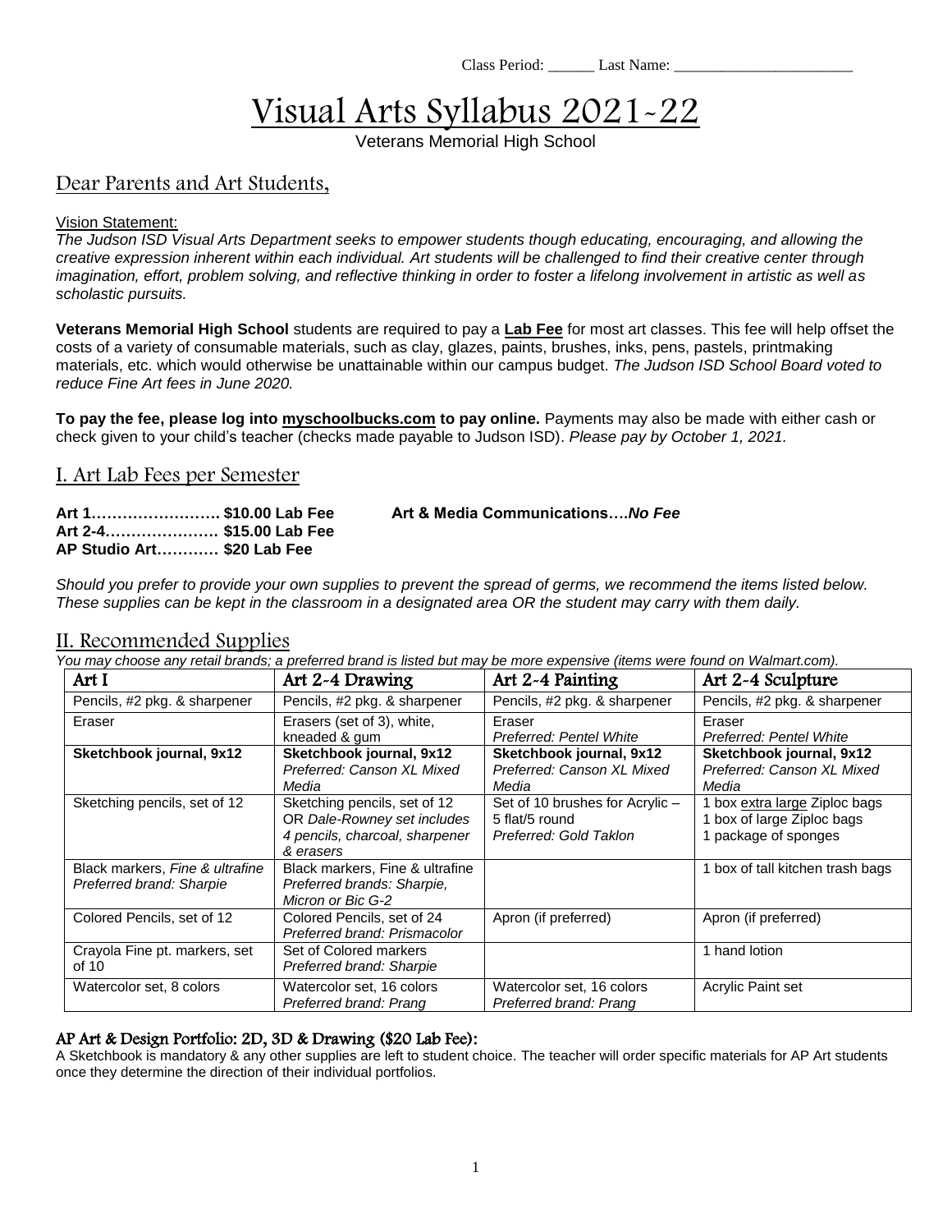Class Period: ______ Last Name: _______________________

# Visual Arts Syllabus 2021-22

Veterans Memorial High School

## Dear Parents and Art Students,

Vision Statement:

*The Judson ISD Visual Arts Department seeks to empower students though educating, encouraging, and allowing the creative expression inherent within each individual. Art students will be challenged to find their creative center through imagination, effort, problem solving, and reflective thinking in order to foster a lifelong involvement in artistic as well as scholastic pursuits.*

**Veterans Memorial High School** students are required to pay a **Lab Fee** for most art classes. This fee will help offset the costs of a variety of consumable materials, such as clay, glazes, paints, brushes, inks, pens, pastels, printmaking materials, etc. which would otherwise be unattainable within our campus budget. *The Judson ISD School Board voted to reduce Fine Art fees in June 2020.*

**To pay the fee, please log into myschoolbucks.com to pay online.** Payments may also be made with either cash or check given to your child's teacher (checks made payable to Judson ISD). *Please pay by October 1, 2021.*

## I. Art Lab Fees per Semester

**Art 1……………………. $10.00 Lab Fee**
**Art 2-4…………………. $15.00 Lab Fee**
**AP Studio Art………… $20 Lab Fee**

**Art & Media Communications….*No Fee***

*Should you prefer to provide your own supplies to prevent the spread of germs, we recommend the items listed below. These supplies can be kept in the classroom in a designated area OR the student may carry with them daily.*

## II. Recommended Supplies

*You may choose any retail brands; a preferred brand is listed but may be more expensive (items were found on Walmart.com).*

| Art I | Art 2-4 Drawing | Art 2-4 Painting | Art 2-4 Sculpture |
|---|---|---|---|
| Pencils, #2 pkg. & sharpener | Pencils, #2 pkg. & sharpener | Pencils, #2 pkg. & sharpener | Pencils, #2 pkg. & sharpener |
| Eraser | Erasers (set of 3), white, kneaded & gum | Eraser *Preferred: Pentel White* | Eraser *Preferred: Pentel White* |
| **Sketchbook journal, 9x12** | **Sketchbook journal, 9x12** *Preferred: Canson XL Mixed Media* | **Sketchbook journal, 9x12** *Preferred: Canson XL Mixed Media* | **Sketchbook journal, 9x12** *Preferred: Canson XL Mixed Media* |
| Sketching pencils, set of 12 | Sketching pencils, set of 12 OR *Dale-Rowney set includes 4 pencils, charcoal, sharpener & erasers* | Set of 10 brushes for Acrylic – 5 flat/5 round *Preferred: Gold Taklon* | 1 box extra large Ziploc bags 1 box of large Ziploc bags 1 package of sponges |
| Black markers, *Fine & ultrafine Preferred brand: Sharpie* | Black markers, Fine & ultrafine *Preferred brands: Sharpie, Micron or Bic G-2* | | 1 box of tall kitchen trash bags |
| Colored Pencils, set of 12 | Colored Pencils, set of 24 *Preferred brand: Prismacolor* | Apron (if preferred) | Apron (if preferred) |
| Crayola Fine pt. markers, set of 10 | Set of Colored markers *Preferred brand: Sharpie* | | 1 hand lotion |
| Watercolor set, 8 colors | Watercolor set, 16 colors *Preferred brand: Prang* | Watercolor set, 16 colors *Preferred brand: Prang* | Acrylic Paint set |

### AP Art & Design Portfolio: 2D, 3D & Drawing ($20 Lab Fee):

A Sketchbook is mandatory & any other supplies are left to student choice. The teacher will order specific materials for AP Art students once they determine the direction of their individual portfolios.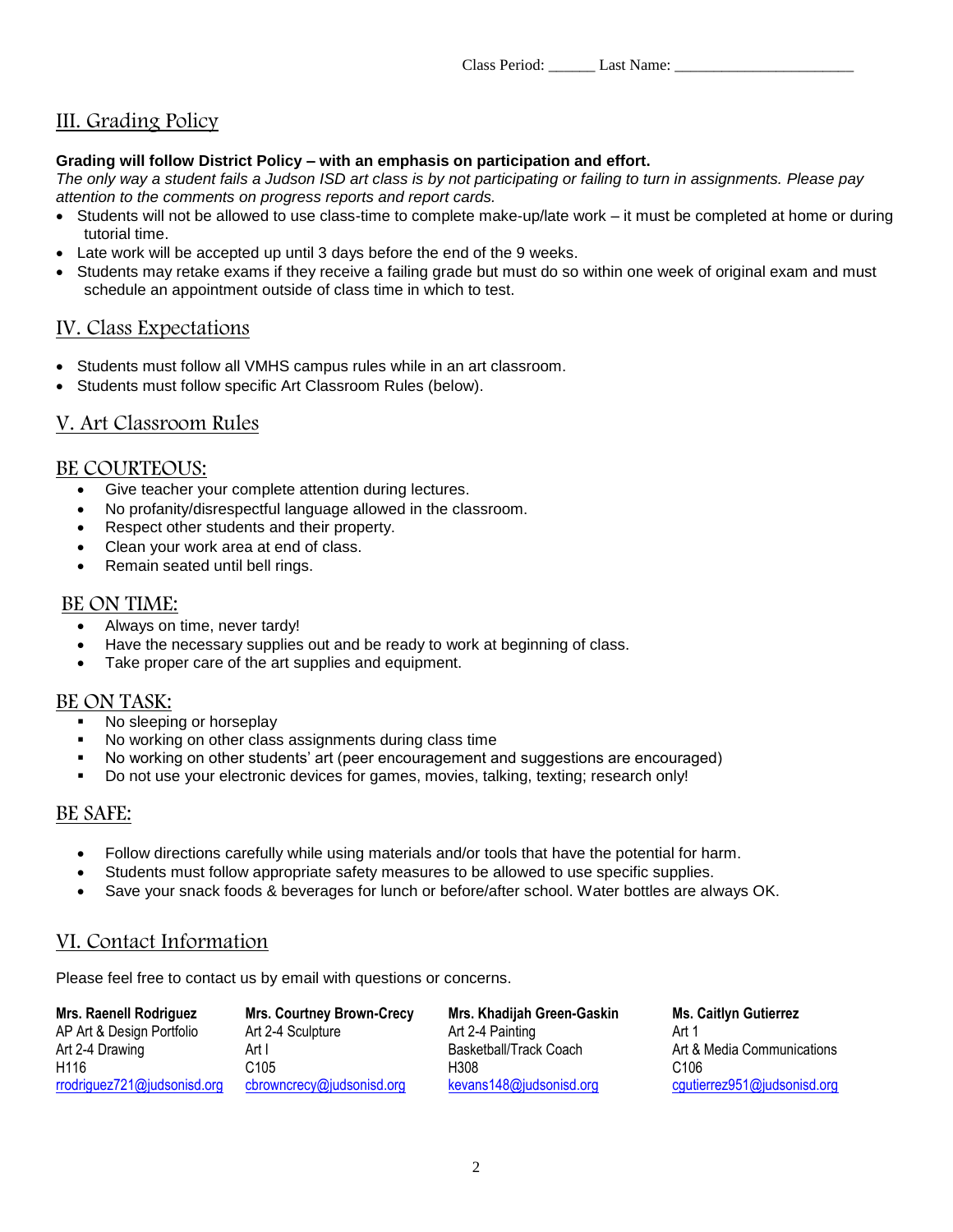Class Period: ______ Last Name: ________________________

## III. Grading Policy

**Grading will follow District Policy – with an emphasis on participation and effort.**
*The only way a student fails a Judson ISD art class is by not participating or failing to turn in assignments. Please pay attention to the comments on progress reports and report cards.*

- Students will not be allowed to use class-time to complete make-up/late work – it must be completed at home or during tutorial time.
- Late work will be accepted up until 3 days before the end of the 9 weeks.
- Students may retake exams if they receive a failing grade but must do so within one week of original exam and must schedule an appointment outside of class time in which to test.

## IV. Class Expectations

- Students must follow all VMHS campus rules while in an art classroom.
- Students must follow specific Art Classroom Rules (below).

## V. Art Classroom Rules

### BE COURTEOUS:

- Give teacher your complete attention during lectures.
- No profanity/disrespectful language allowed in the classroom.
- Respect other students and their property.
- Clean your work area at end of class.
- Remain seated until bell rings.

### BE ON TIME:

- Always on time, never tardy!
- Have the necessary supplies out and be ready to work at beginning of class.
- Take proper care of the art supplies and equipment.

### BE ON TASK:

- No sleeping or horseplay
- No working on other class assignments during class time
- No working on other students' art (peer encouragement and suggestions are encouraged)
- Do not use your electronic devices for games, movies, talking, texting; research only!

### BE SAFE:

- Follow directions carefully while using materials and/or tools that have the potential for harm.
- Students must follow appropriate safety measures to be allowed to use specific supplies.
- Save your snack foods & beverages for lunch or before/after school. Water bottles are always OK.

## VI. Contact Information

Please feel free to contact us by email with questions or concerns.

**Mrs. Raenell Rodriguez**
AP Art & Design Portfolio
Art 2-4 Drawing
H116
rrodriguez721@judsonisd.org

**Mrs. Courtney Brown-Crecy**
Art 2-4 Sculpture
Art I
C105
cbrowncrecy@judsonisd.org

**Mrs. Khadijah Green-Gaskin**
Art 2-4 Painting
Basketball/Track Coach
H308
kevans148@judsonisd.org

**Ms. Caitlyn Gutierrez**
Art 1
Art & Media Communications
C106
cgutierrez951@judsonisd.org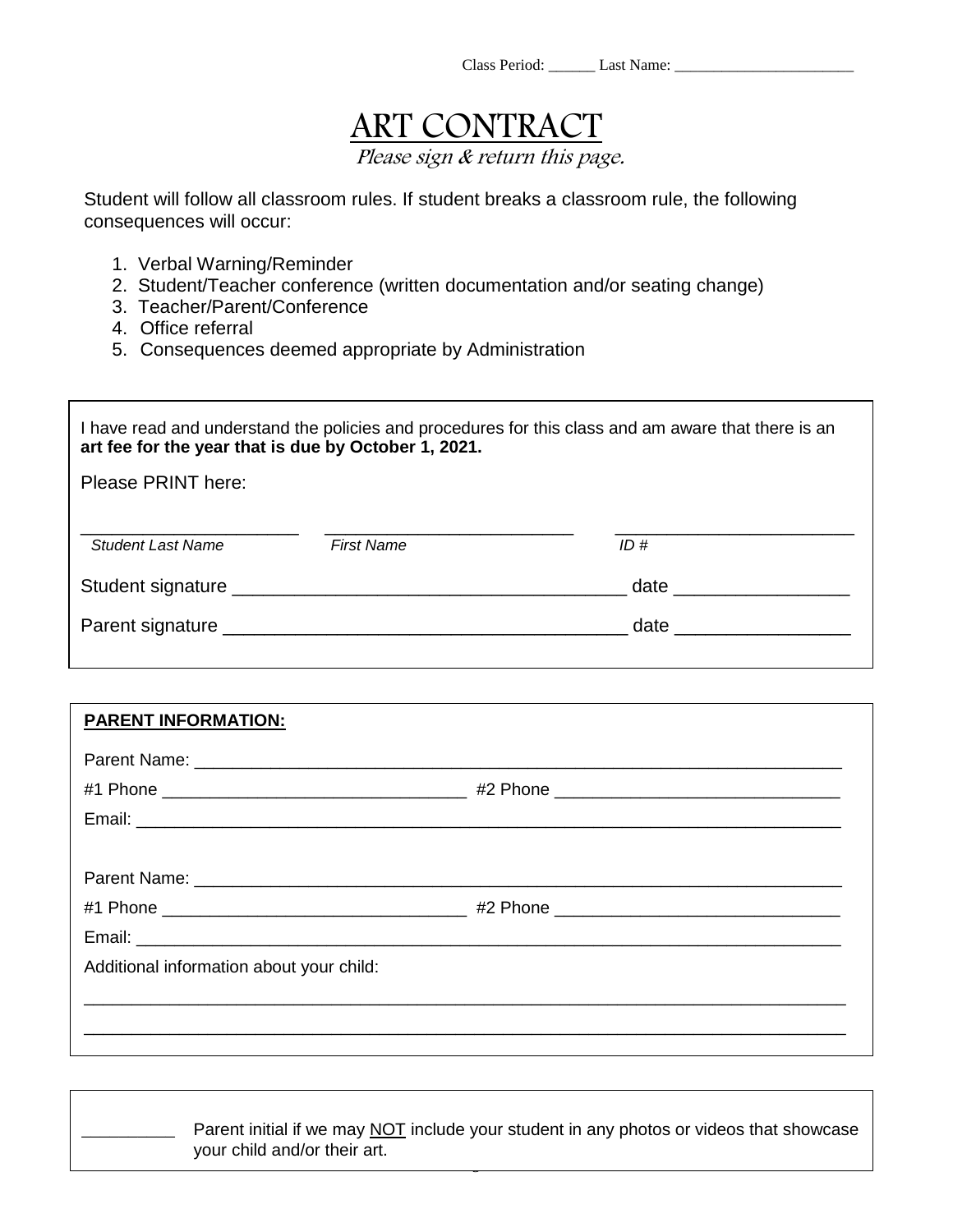Class Period: ______ Last Name: ________________________

# ART CONTRACT

*Please sign & return this page.*

Student will follow all classroom rules. If student breaks a classroom rule, the following consequences will occur:

1. Verbal Warning/Reminder
2. Student/Teacher conference (written documentation and/or seating change)
3. Teacher/Parent/Conference
4. Office referral
5. Consequences deemed appropriate by Administration

I have read and understand the policies and procedures for this class and am aware that there is an **art fee for the year that is due by October 1, 2021.**

Please PRINT here:

______________________ __________________________ ________________________

*Student Last Name* *First Name* *ID #*

Student signature ______________________________________ date _________________

Parent signature _______________________________________ date _________________

**PARENT INFORMATION:**

Parent Name: ______________________________________________________________________

#1 Phone ________________________________ #2 Phone ______________________________

Email: ____________________________________________________________________________

Parent Name: ______________________________________________________________________

#1 Phone ________________________________ #2 Phone ______________________________

Email: ____________________________________________________________________________

Additional information about your child:

____________________________________________________________________________________

____________________________________________________________________________________

__________ Parent initial if we may NOT include your student in any photos or videos that showcase your child and/or their art.